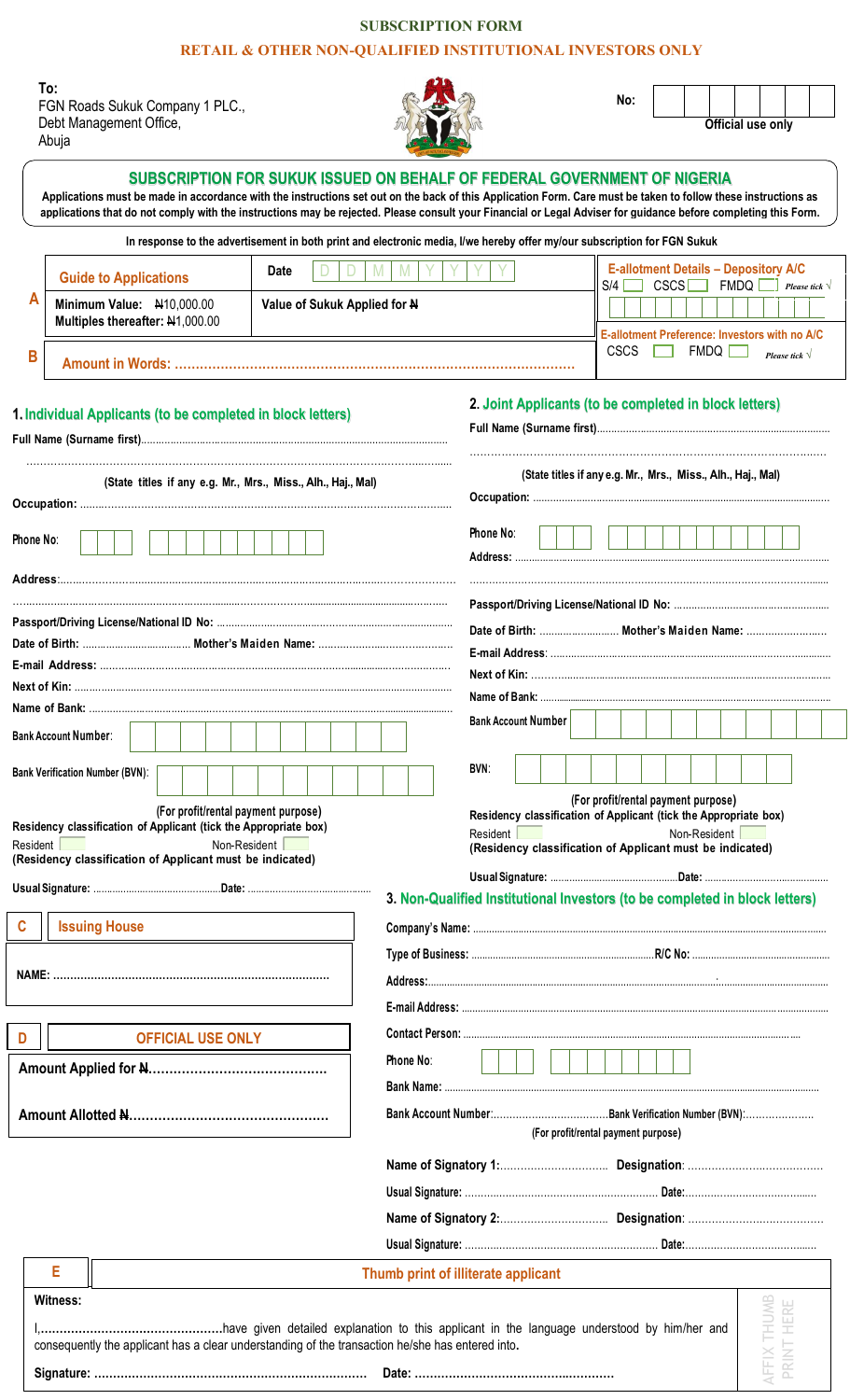# SUBSCRIPTION FORM

## RETAIL & OTHER NON-QUALIFIED INSTITUTIONAL INVESTORS ONLY

**To:**
FGN Roads Sukuk Company 1 PLC.,
Debt Management Office,
Abuja

**No:** ☐☐☐☐☐☐☐
**Official use only**

## SUBSCRIPTION FOR SUKUK ISSUED ON BEHALF OF FEDERAL GOVERNMENT OF NIGERIA

**Applications must be made in accordance with the instructions set out on the back of this Application Form. Care must be taken to follow these instructions as applications that do not comply with the instructions may be rejected. Please consult your Financial or Legal Adviser for guidance before completing this Form.**

**In response to the advertisement in both print and electronic media, I/we hereby offer my/our subscription for FGN Sukuk**

| | | | |
|---|---|---|---|
| **A** | **Guide to Applications** | **Date** D D M M Y Y Y Y | **E-allotment Details – Depository A/C** S/4 ☐ CSCS ☐ FMDQ ☐ *Please tick √* |
| | **Minimum Value:** ₦10,000.00 **Multiples thereafter:** ₦1,000.00 | **Value of Sukuk Applied for ₦** | **E-allotment Preference: Investors with no A/C** CSCS ☐ FMDQ ☐ *Please tick √* |
| **B** | **Amount in Words:** ................................................ | | |

### 1. Individual Applicants (to be completed in block letters)

**Full Name (Surname first)**...............................................................

...............................................................

**(State titles if any e.g. Mr., Mrs., Miss., Alh., Haj., Mal)**

**Occupation:** ...............................................................

**Phone No**: ☐☐☐ ☐☐☐☐☐☐☐☐☐☐

**Address**:...............................................................

...............................................................

**Passport/Driving License/National ID No:** ...............................................................

**Date of Birth:** .................................. **Mother's Maiden Name:** ..................................

**E-mail Address:** ...............................................................

**Next of Kin:** ...............................................................

**Name of Bank:** ...............................................................

**Bank Account Number**: ☐☐☐☐☐☐☐☐☐☐

**Bank Verification Number (BVN)**: ☐☐☐☐☐☐☐☐☐☐☐

**(For profit/rental payment purpose)**

**Residency classification of Applicant (tick the Appropriate box)**

Resident ☐ Non-Resident ☐

**(Residency classification of Applicant must be indicated)**

**Usual Signature:** ........................................**Date:** ........................................

### 2. Joint Applicants (to be completed in block letters)

**Full Name (Surname first)**...............................................................

...............................................................

**(State titles if any e.g. Mr., Mrs., Miss., Alh., Haj., Mal)**

**Occupation:** ...............................................................

**Phone No**: ☐☐☐ ☐☐☐☐☐☐☐☐☐☐

**Address:** ...............................................................

...............................................................

**Passport/Driving License/National ID No:** ...............................................................

**Date of Birth:** ......................... **Mother's Maiden Name:** .........................

**E-mail Address**: ...............................................................

**Next of Kin:** ...............................................................

**Name of Bank:** ...............................................................

**Bank Account Number** ☐☐☐☐☐☐☐☐☐☐☐

**BVN**: ☐☐☐☐☐☐☐☐☐☐☐

**(For profit/rental payment purpose)**

**Residency classification of Applicant (tick the Appropriate box)**

Resident ☐ Non-Resident ☐

**(Residency classification of Applicant must be indicated)**

**Usual Signature:** ........................................**Date:** ........................................

### 3. Non-Qualified Institutional Investors (to be completed in block letters)

**Company's Name:** ...............................................................

**Type of Business:** ........................................**R/C No:** ........................................

**Address:**...............................................................

**E-mail Address:** ...............................................................

**Contact Person:** ...............................................................

**Phone No**: ☐☐☐ ☐☐☐☐☐☐☐☐

**Bank Name:** ...............................................................

**Bank Account Number**:..................................**Bank Verification Number (BVN)**:....................

**(For profit/rental payment purpose)**

**Name of Signatory 1:**.............................. **Designation**: ..............................

**Usual Signature:** ........................................ **Date:**........................................

**Name of Signatory 2:**.............................. **Designation**: ..............................

**Usual Signature:** ........................................ **Date:**........................................

| **C** | **Issuing House** |
|---|---|
| | **NAME:** ............................................................... |

| **D** | **OFFICIAL USE ONLY** |
|---|---|
| | **Amount Applied for ₦**........................................ |
| | **Amount Allotted ₦**........................................ |

| **E** | **Thumb print of illiterate applicant** |
|---|---|

**Witness:**

I,............................................have given detailed explanation to this applicant in the language understood by him/her and consequently the applicant has a clear understanding of the transaction he/she has entered into.

**Signature:** ............................................................... **Date:** ...............................................

AFFIX THUMB PRINT HERE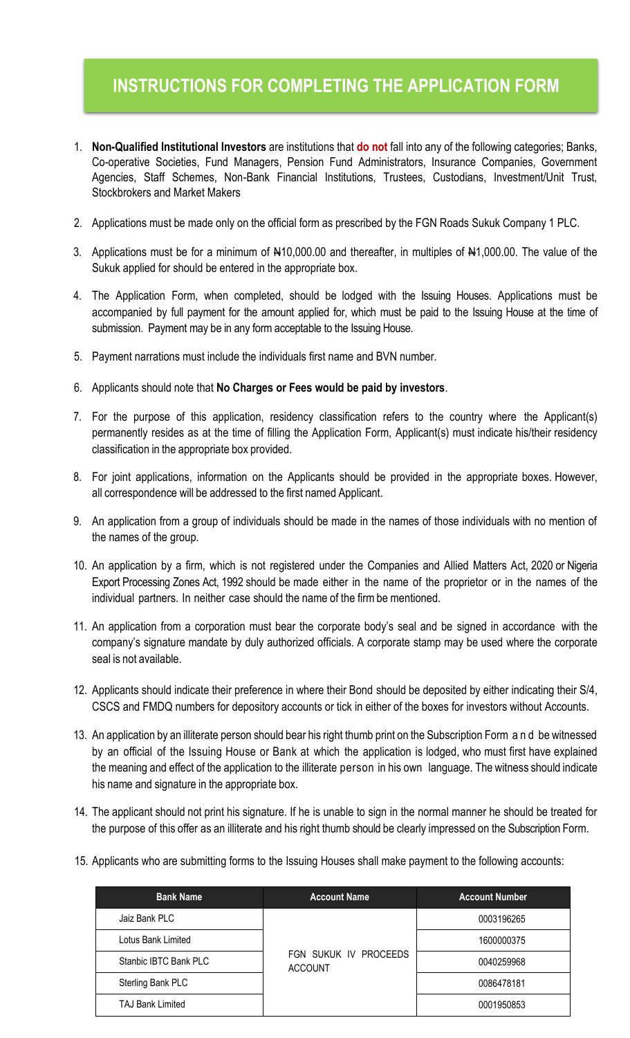# INSTRUCTIONS FOR COMPLETING THE APPLICATION FORM

1. **Non-Qualified Institutional Investors** are institutions that **do not** fall into any of the following categories; Banks, Co-operative Societies, Fund Managers, Pension Fund Administrators, Insurance Companies, Government Agencies, Staff Schemes, Non-Bank Financial Institutions, Trustees, Custodians, Investment/Unit Trust, Stockbrokers and Market Makers

2. Applications must be made only on the official form as prescribed by the FGN Roads Sukuk Company 1 PLC.

3. Applications must be for a minimum of ₦10,000.00 and thereafter, in multiples of ₦1,000.00. The value of the Sukuk applied for should be entered in the appropriate box.

4. The Application Form, when completed, should be lodged with the Issuing Houses. Applications must be accompanied by full payment for the amount applied for, which must be paid to the Issuing House at the time of submission. Payment may be in any form acceptable to the Issuing House.

5. Payment narrations must include the individuals first name and BVN number.

6. Applicants should note that **No Charges or Fees would be paid by investors**.

7. For the purpose of this application, residency classification refers to the country where the Applicant(s) permanently resides as at the time of filling the Application Form, Applicant(s) must indicate his/their residency classification in the appropriate box provided.

8. For joint applications, information on the Applicants should be provided in the appropriate boxes. However, all correspondence will be addressed to the first named Applicant.

9. An application from a group of individuals should be made in the names of those individuals with no mention of the names of the group.

10. An application by a firm, which is not registered under the Companies and Allied Matters Act, 2020 or Nigeria Export Processing Zones Act, 1992 should be made either in the name of the proprietor or in the names of the individual partners. In neither case should the name of the firm be mentioned.

11. An application from a corporation must bear the corporate body's seal and be signed in accordance with the company's signature mandate by duly authorized officials. A corporate stamp may be used where the corporate seal is not available.

12. Applicants should indicate their preference in where their Bond should be deposited by either indicating their S/4, CSCS and FMDQ numbers for depository accounts or tick in either of the boxes for investors without Accounts.

13. An application by an illiterate person should bear his right thumb print on the Subscription Form and be witnessed by an official of the Issuing House or Bank at which the application is lodged, who must first have explained the meaning and effect of the application to the illiterate person in his own language. The witness should indicate his name and signature in the appropriate box.

14. The applicant should not print his signature. If he is unable to sign in the normal manner he should be treated for the purpose of this offer as an illiterate and his right thumb should be clearly impressed on the Subscription Form.

15. Applicants who are submitting forms to the Issuing Houses shall make payment to the following accounts:

| Bank Name | Account Name | Account Number |
|---|---|---|
| Jaiz Bank PLC | FGN SUKUK IV PROCEEDS ACCOUNT | 0003196265 |
| Lotus Bank Limited | | 1600000375 |
| Stanbic IBTC Bank PLC | | 0040259968 |
| Sterling Bank PLC | | 0086478181 |
| TAJ Bank Limited | | 0001950853 |